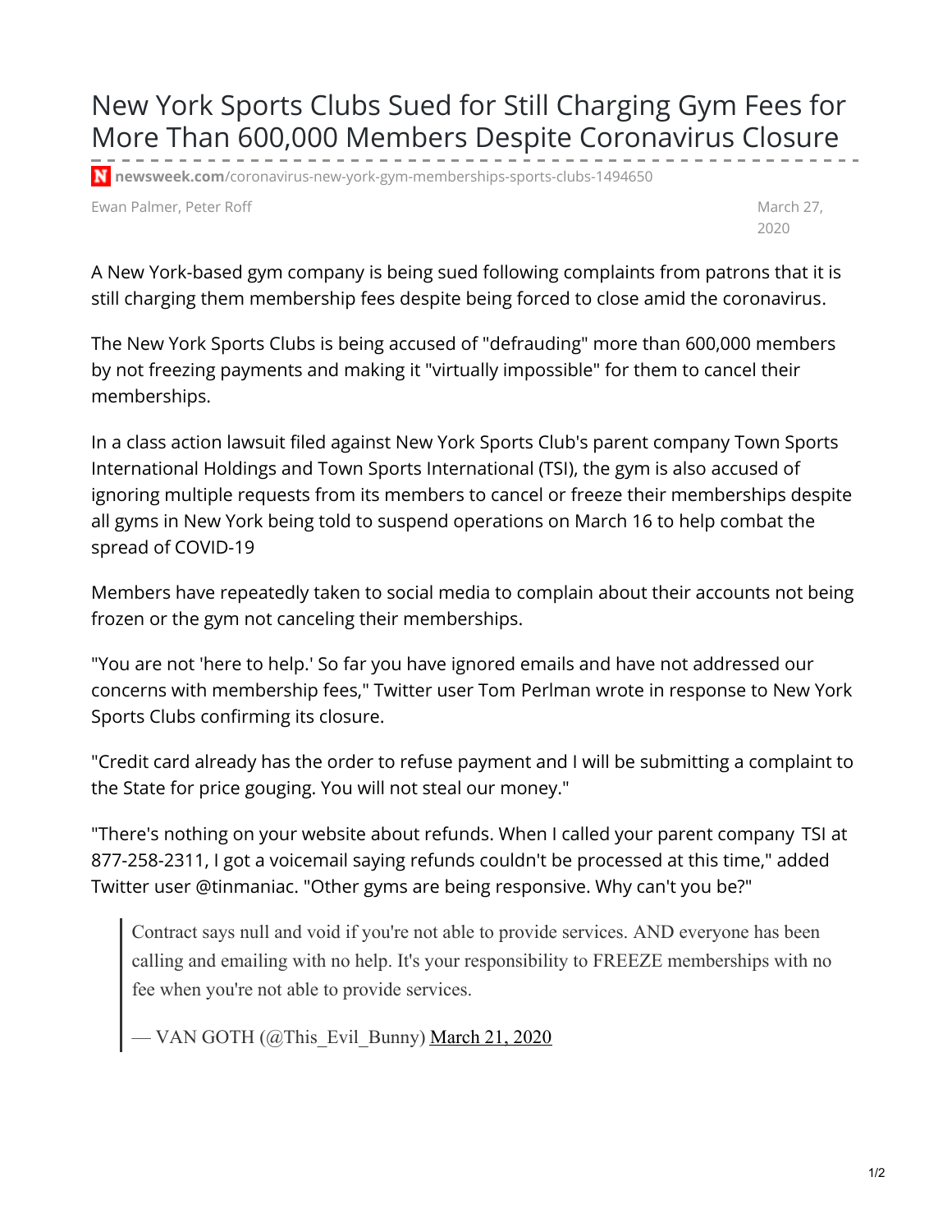# New York Sports Clubs Sued for Still Charging Gym Fees for More Than 600,000 Members Despite Coronavirus Closure

**newsweek.com**/coronavirus-new-york-gym-memberships-sports-clubs-1494650

Ewan Palmer, Peter Roff

March 27, 2020

A New York-based gym company is being sued following complaints from patrons that it is still charging them membership fees despite being forced to close amid the coronavirus.

The New York Sports Clubs is being accused of "defrauding" more than 600,000 members by not freezing payments and making it "virtually impossible" for them to cancel their memberships.

In a class action lawsuit filed against New York Sports Club's parent company Town Sports International Holdings and Town Sports International (TSI), the gym is also accused of ignoring multiple requests from its members to cancel or freeze their memberships despite all gyms in New York being told to suspend operations on March 16 to help combat the spread of COVID-19

Members have repeatedly taken to social media to complain about their accounts not being frozen or the gym not canceling their memberships.

"You are not 'here to help.' So far you have ignored emails and have not addressed our concerns with membership fees," Twitter user Tom Perlman wrote in response to New York Sports Clubs confirming its closure.

"Credit card already has the order to refuse payment and I will be submitting a complaint to the State for price gouging. You will not steal our money."

"There's nothing on your website about refunds. When I called your parent company TSI at 877-258-2311, I got a voicemail saying refunds couldn't be processed at this time," added Twitter user @tinmaniac. "Other gyms are being responsive. Why can't you be?"

> Contract says null and void if you're not able to provide services. AND everyone has been calling and emailing with no help. It's your responsibility to FREEZE memberships with no fee when you're not able to provide services.
>
> — VAN GOTH (@This_Evil_Bunny) March 21, 2020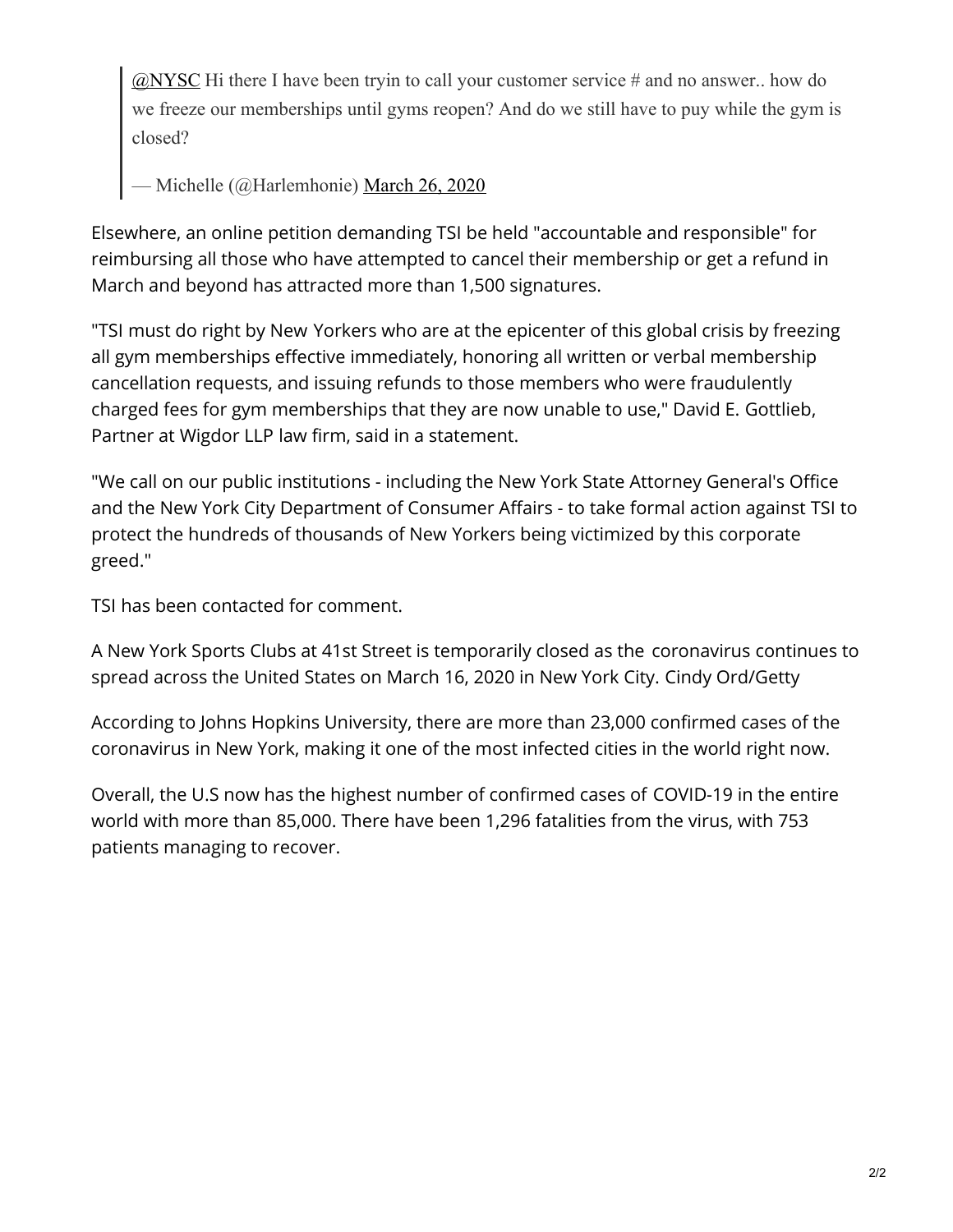> @NYSC Hi there I have been tryin to call your customer service # and no answer.. how do we freeze our memberships until gyms reopen? And do we still have to puy while the gym is closed?
>
> — Michelle (@Harlemhonie) March 26, 2020

Elsewhere, an online petition demanding TSI be held "accountable and responsible" for reimbursing all those who have attempted to cancel their membership or get a refund in March and beyond has attracted more than 1,500 signatures.

"TSI must do right by New Yorkers who are at the epicenter of this global crisis by freezing all gym memberships effective immediately, honoring all written or verbal membership cancellation requests, and issuing refunds to those members who were fraudulently charged fees for gym memberships that they are now unable to use," David E. Gottlieb, Partner at Wigdor LLP law firm, said in a statement.

"We call on our public institutions - including the New York State Attorney General's Office and the New York City Department of Consumer Affairs - to take formal action against TSI to protect the hundreds of thousands of New Yorkers being victimized by this corporate greed."

TSI has been contacted for comment.

A New York Sports Clubs at 41st Street is temporarily closed as the coronavirus continues to spread across the United States on March 16, 2020 in New York City. Cindy Ord/Getty

According to Johns Hopkins University, there are more than 23,000 confirmed cases of the coronavirus in New York, making it one of the most infected cities in the world right now.

Overall, the U.S now has the highest number of confirmed cases of COVID-19 in the entire world with more than 85,000. There have been 1,296 fatalities from the virus, with 753 patients managing to recover.